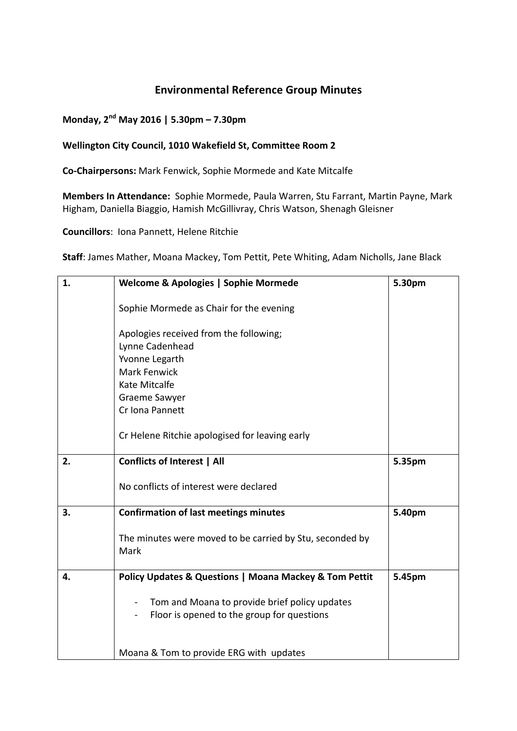# Environmental Reference Group Minutes

**Monday, 2nd May 2016 | 5.30pm – 7.30pm**

**Wellington City Council, 1010 Wakefield St, Committee Room 2**

**Co-Chairpersons:** Mark Fenwick, Sophie Mormede and Kate Mitcalfe

**Members In Attendance:** Sophie Mormede, Paula Warren, Stu Farrant, Martin Payne, Mark Higham, Daniella Biaggio, Hamish McGillivray, Chris Watson, Shenagh Gleisner

**Councillors**: Iona Pannett, Helene Ritchie

**Staff**: James Mather, Moana Mackey, Tom Pettit, Pete Whiting, Adam Nicholls, Jane Black

| | | |
|---|---|---|
| 1. | **Welcome & Apologies \| Sophie Mormede**<br><br>Sophie Mormede as Chair for the evening<br><br>Apologies received from the following;<br>Lynne Cadenhead<br>Yvonne Legarth<br>Mark Fenwick<br>Kate Mitcalfe<br>Graeme Sawyer<br>Cr Iona Pannett<br><br>Cr Helene Ritchie apologised for leaving early | 5.30pm |
| 2. | **Conflicts of Interest \| All**<br><br>No conflicts of interest were declared | 5.35pm |
| 3. | **Confirmation of last meetings minutes**<br><br>The minutes were moved to be carried by Stu, seconded by Mark | 5.40pm |
| 4. | **Policy Updates & Questions \| Moana Mackey & Tom Pettit**<br><br>- Tom and Moana to provide brief policy updates<br>- Floor is opened to the group for questions<br><br>Moana & Tom to provide ERG with updates | 5.45pm |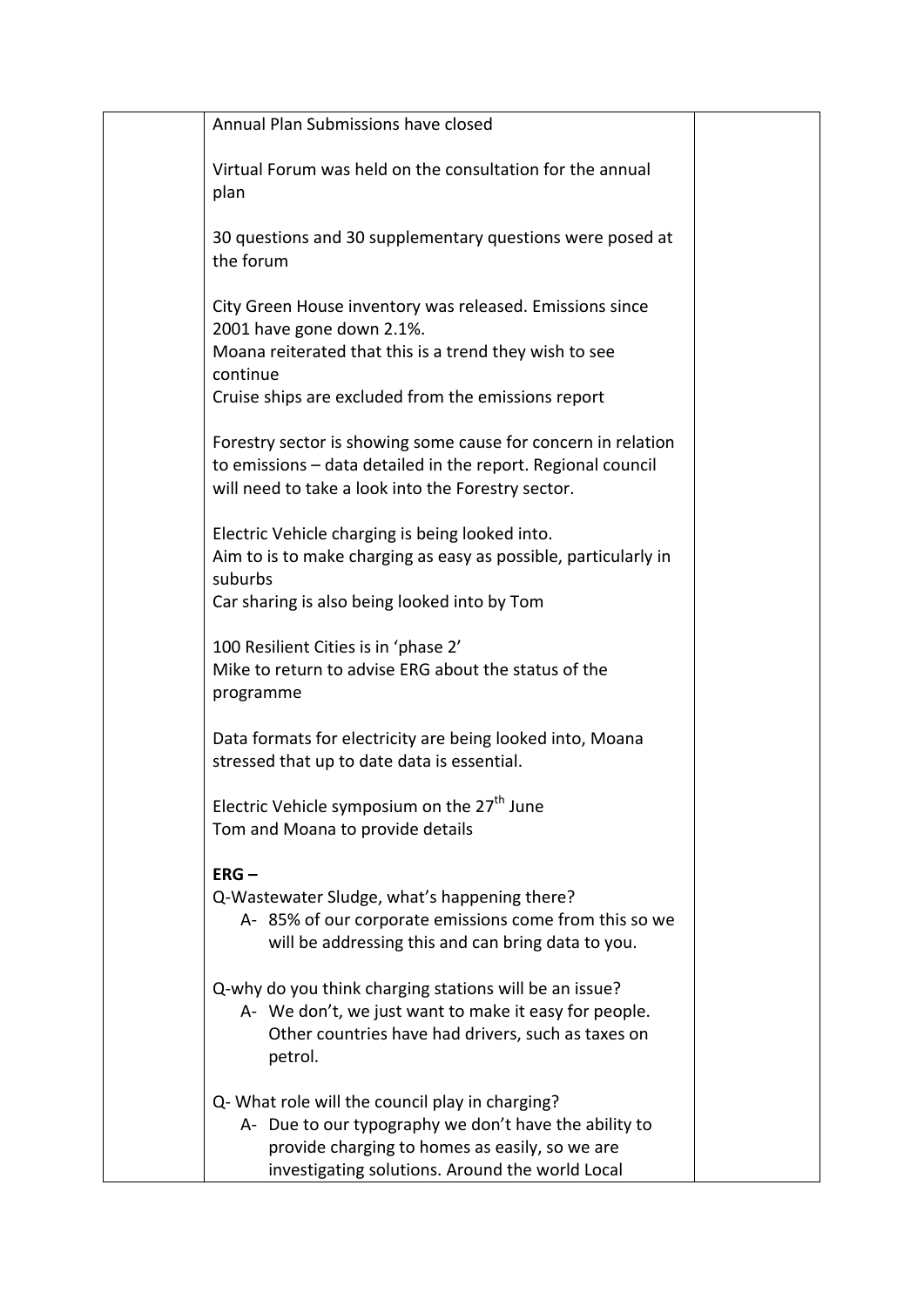| | | |
|---|---|---|
| | Annual Plan Submissions have closed<br><br>Virtual Forum was held on the consultation for the annual plan<br><br>30 questions and 30 supplementary questions were posed at the forum<br><br>City Green House inventory was released. Emissions since 2001 have gone down 2.1%.<br>Moana reiterated that this is a trend they wish to see continue<br>Cruise ships are excluded from the emissions report<br><br>Forestry sector is showing some cause for concern in relation to emissions – data detailed in the report. Regional council will need to take a look into the Forestry sector.<br><br>Electric Vehicle charging is being looked into.<br>Aim to is to make charging as easy as possible, particularly in suburbs<br>Car sharing is also being looked into by Tom<br><br>100 Resilient Cities is in 'phase 2'<br>Mike to return to advise ERG about the status of the programme<br><br>Data formats for electricity are being looked into, Moana stressed that up to date data is essential.<br><br>Electric Vehicle symposium on the 27th June<br>Tom and Moana to provide details<br><br>**ERG –**<br>Q-Wastewater Sludge, what's happening there?<br>A- 85% of our corporate emissions come from this so we will be addressing this and can bring data to you.<br><br>Q-why do you think charging stations will be an issue?<br>A- We don't, we just want to make it easy for people. Other countries have had drivers, such as taxes on petrol.<br><br>Q- What role will the council play in charging?<br>A- Due to our typography we don't have the ability to provide charging to homes as easily, so we are investigating solutions. Around the world Local | |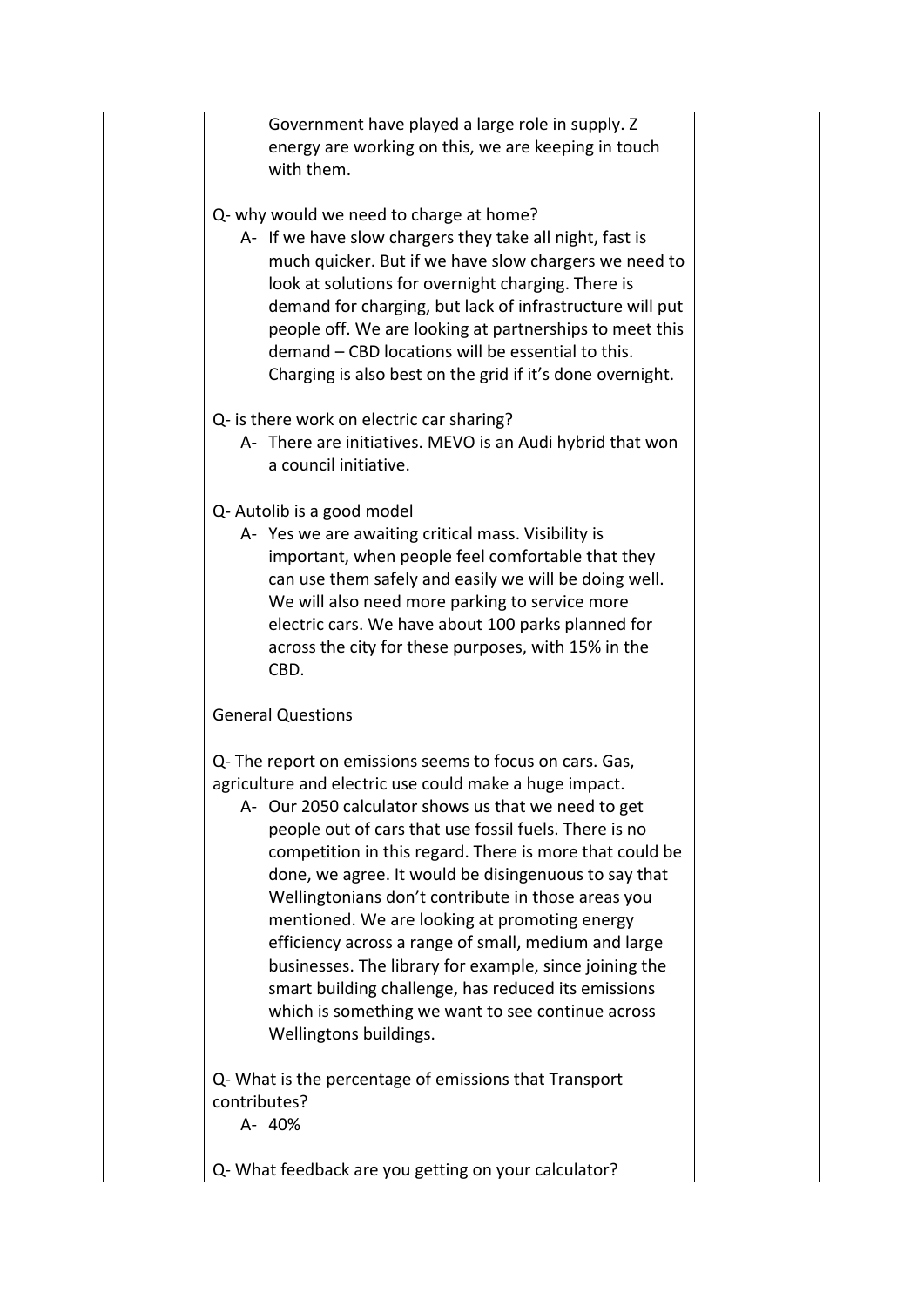Government have played a large role in supply. Z energy are working on this, we are keeping in touch with them.

Q- why would we need to charge at home?

A- If we have slow chargers they take all night, fast is much quicker. But if we have slow chargers we need to look at solutions for overnight charging. There is demand for charging, but lack of infrastructure will put people off. We are looking at partnerships to meet this demand – CBD locations will be essential to this. Charging is also best on the grid if it's done overnight.

Q- is there work on electric car sharing?

A- There are initiatives. MEVO is an Audi hybrid that won a council initiative.

Q- Autolib is a good model

A- Yes we are awaiting critical mass. Visibility is important, when people feel comfortable that they can use them safely and easily we will be doing well. We will also need more parking to service more electric cars. We have about 100 parks planned for across the city for these purposes, with 15% in the CBD.

General Questions

Q- The report on emissions seems to focus on cars. Gas, agriculture and electric use could make a huge impact.

A- Our 2050 calculator shows us that we need to get people out of cars that use fossil fuels. There is no competition in this regard. There is more that could be done, we agree. It would be disingenuous to say that Wellingtonians don't contribute in those areas you mentioned. We are looking at promoting energy efficiency across a range of small, medium and large businesses. The library for example, since joining the smart building challenge, has reduced its emissions which is something we want to see continue across Wellingtons buildings.

Q- What is the percentage of emissions that Transport contributes?

A- 40%

Q- What feedback are you getting on your calculator?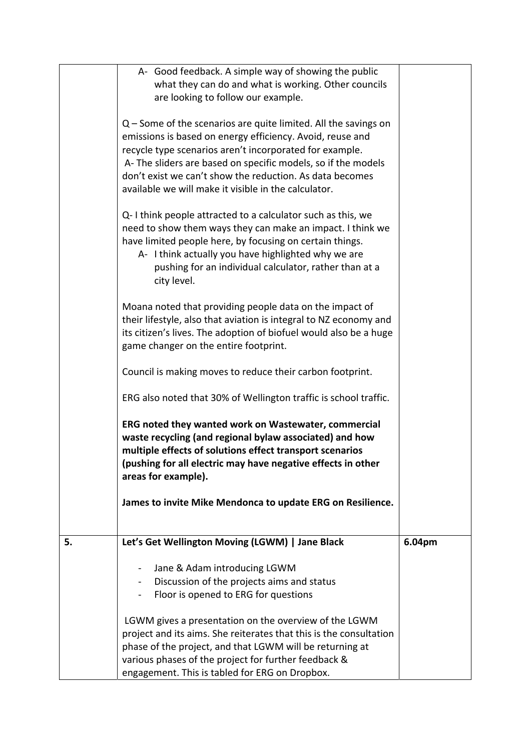| | | |
|---|---|---|
| | A- Good feedback. A simple way of showing the public what they can do and what is working. Other councils are looking to follow our example.<br><br>Q – Some of the scenarios are quite limited. All the savings on emissions is based on energy efficiency. Avoid, reuse and recycle type scenarios aren't incorporated for example.<br>A- The sliders are based on specific models, so if the models don't exist we can't show the reduction. As data becomes available we will make it visible in the calculator.<br><br>Q- I think people attracted to a calculator such as this, we need to show them ways they can make an impact. I think we have limited people here, by focusing on certain things.<br>A- I think actually you have highlighted why we are pushing for an individual calculator, rather than at a city level.<br><br>Moana noted that providing people data on the impact of their lifestyle, also that aviation is integral to NZ economy and its citizen's lives. The adoption of biofuel would also be a huge game changer on the entire footprint.<br><br>Council is making moves to reduce their carbon footprint.<br><br>ERG also noted that 30% of Wellington traffic is school traffic.<br><br>**ERG noted they wanted work on Wastewater, commercial waste recycling (and regional bylaw associated) and how multiple effects of solutions effect transport scenarios (pushing for all electric may have negative effects in other areas for example).**<br><br>**James to invite Mike Mendonca to update ERG on Resilience.** | |
| 5. | **Let's Get Wellington Moving (LGWM) \| Jane Black**<br><br>- Jane & Adam introducing LGWM<br>- Discussion of the projects aims and status<br>- Floor is opened to ERG for questions<br><br>LGWM gives a presentation on the overview of the LGWM project and its aims. She reiterates that this is the consultation phase of the project, and that LGWM will be returning at various phases of the project for further feedback & engagement. This is tabled for ERG on Dropbox. | 6.04pm |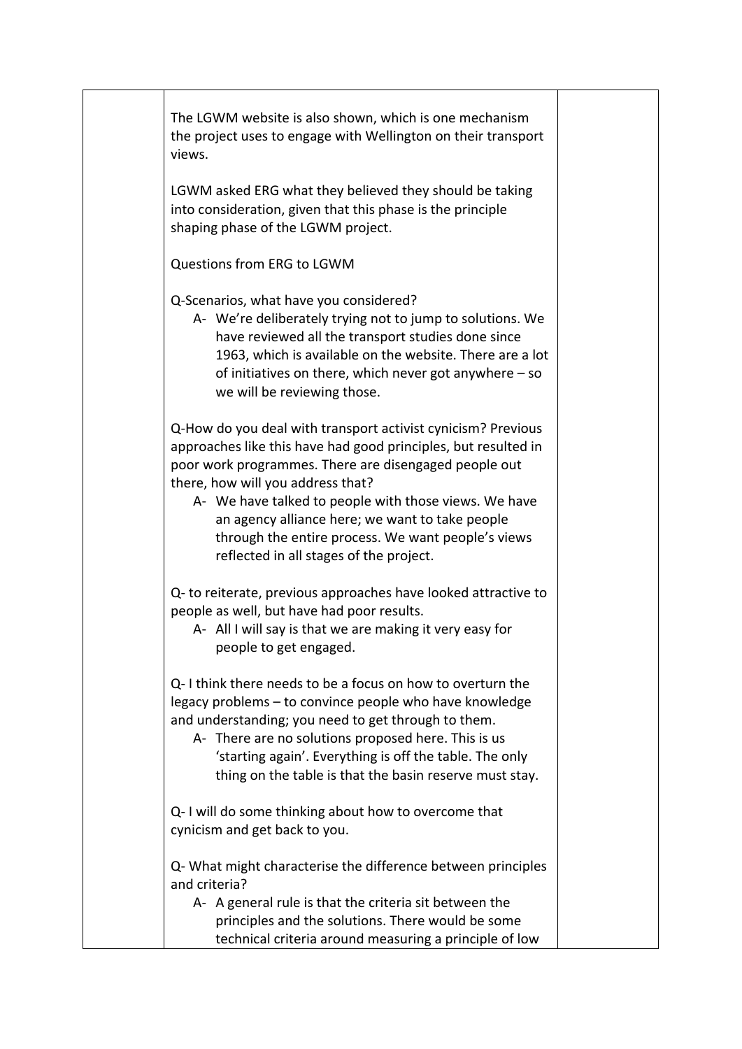The LGWM website is also shown, which is one mechanism the project uses to engage with Wellington on their transport views.

LGWM asked ERG what they believed they should be taking into consideration, given that this phase is the principle shaping phase of the LGWM project.

Questions from ERG to LGWM

Q-Scenarios, what have you considered?

- A- We're deliberately trying not to jump to solutions. We have reviewed all the transport studies done since 1963, which is available on the website. There are a lot of initiatives on there, which never got anywhere – so we will be reviewing those.

Q-How do you deal with transport activist cynicism? Previous approaches like this have had good principles, but resulted in poor work programmes. There are disengaged people out there, how will you address that?

- A- We have talked to people with those views. We have an agency alliance here; we want to take people through the entire process. We want people's views reflected in all stages of the project.

Q- to reiterate, previous approaches have looked attractive to people as well, but have had poor results.

- A- All I will say is that we are making it very easy for people to get engaged.

Q- I think there needs to be a focus on how to overturn the legacy problems – to convince people who have knowledge and understanding; you need to get through to them.

- A- There are no solutions proposed here. This is us 'starting again'. Everything is off the table. The only thing on the table is that the basin reserve must stay.

Q- I will do some thinking about how to overcome that cynicism and get back to you.

Q- What might characterise the difference between principles and criteria?

- A- A general rule is that the criteria sit between the principles and the solutions. There would be some technical criteria around measuring a principle of low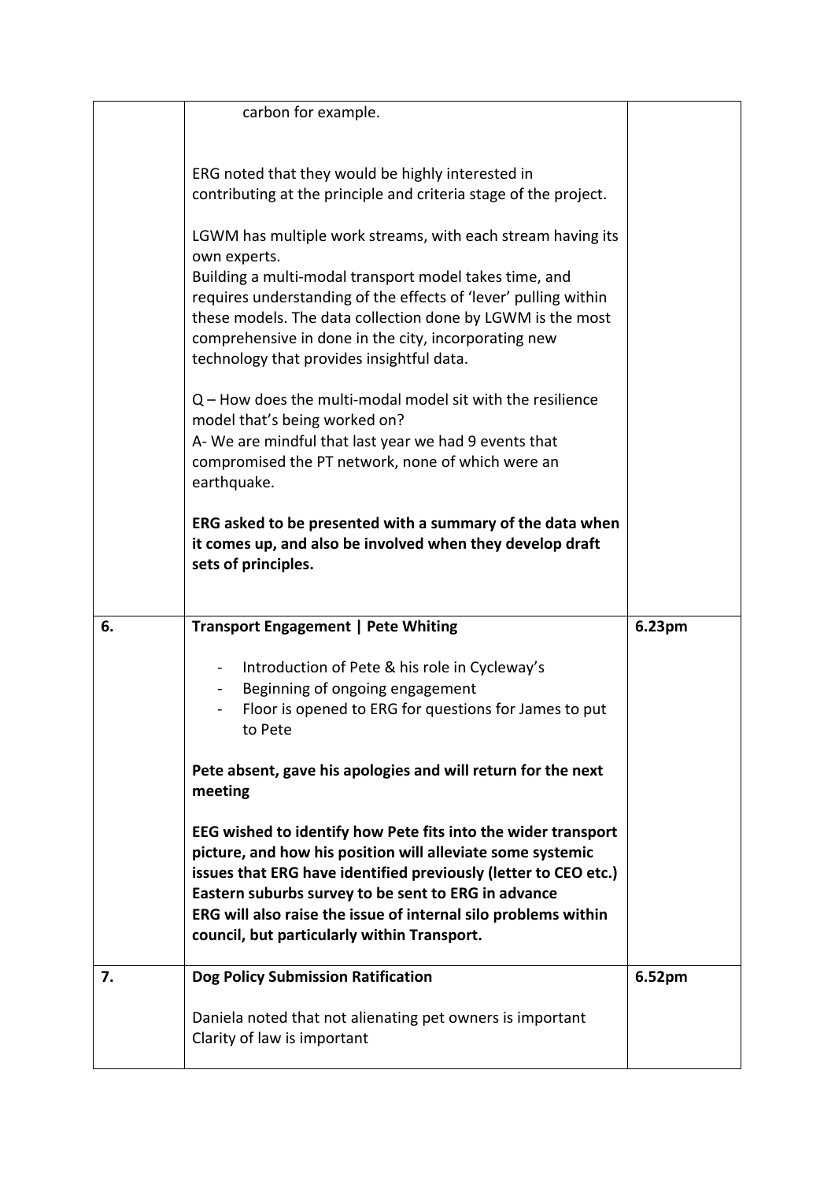| | | |
|---|---|---|
| | carbon for example.<br><br>ERG noted that they would be highly interested in contributing at the principle and criteria stage of the project.<br><br>LGWM has multiple work streams, with each stream having its own experts.<br>Building a multi-modal transport model takes time, and requires understanding of the effects of 'lever' pulling within these models. The data collection done by LGWM is the most comprehensive in done in the city, incorporating new technology that provides insightful data.<br><br>Q – How does the multi-modal model sit with the resilience model that's being worked on?<br>A- We are mindful that last year we had 9 events that compromised the PT network, none of which were an earthquake.<br><br>**ERG asked to be presented with a summary of the data when it comes up, and also be involved when they develop draft sets of principles.** | |
| 6. | **Transport Engagement \| Pete Whiting**<br><br>- Introduction of Pete & his role in Cycleway's<br>- Beginning of ongoing engagement<br>- Floor is opened to ERG for questions for James to put to Pete<br><br>**Pete absent, gave his apologies and will return for the next meeting**<br><br>**EEG wished to identify how Pete fits into the wider transport picture, and how his position will alleviate some systemic issues that ERG have identified previously (letter to CEO etc.)**<br>**Eastern suburbs survey to be sent to ERG in advance**<br>**ERG will also raise the issue of internal silo problems within council, but particularly within Transport.** | 6.23pm |
| 7. | **Dog Policy Submission Ratification**<br><br>Daniela noted that not alienating pet owners is important<br>Clarity of law is important | 6.52pm |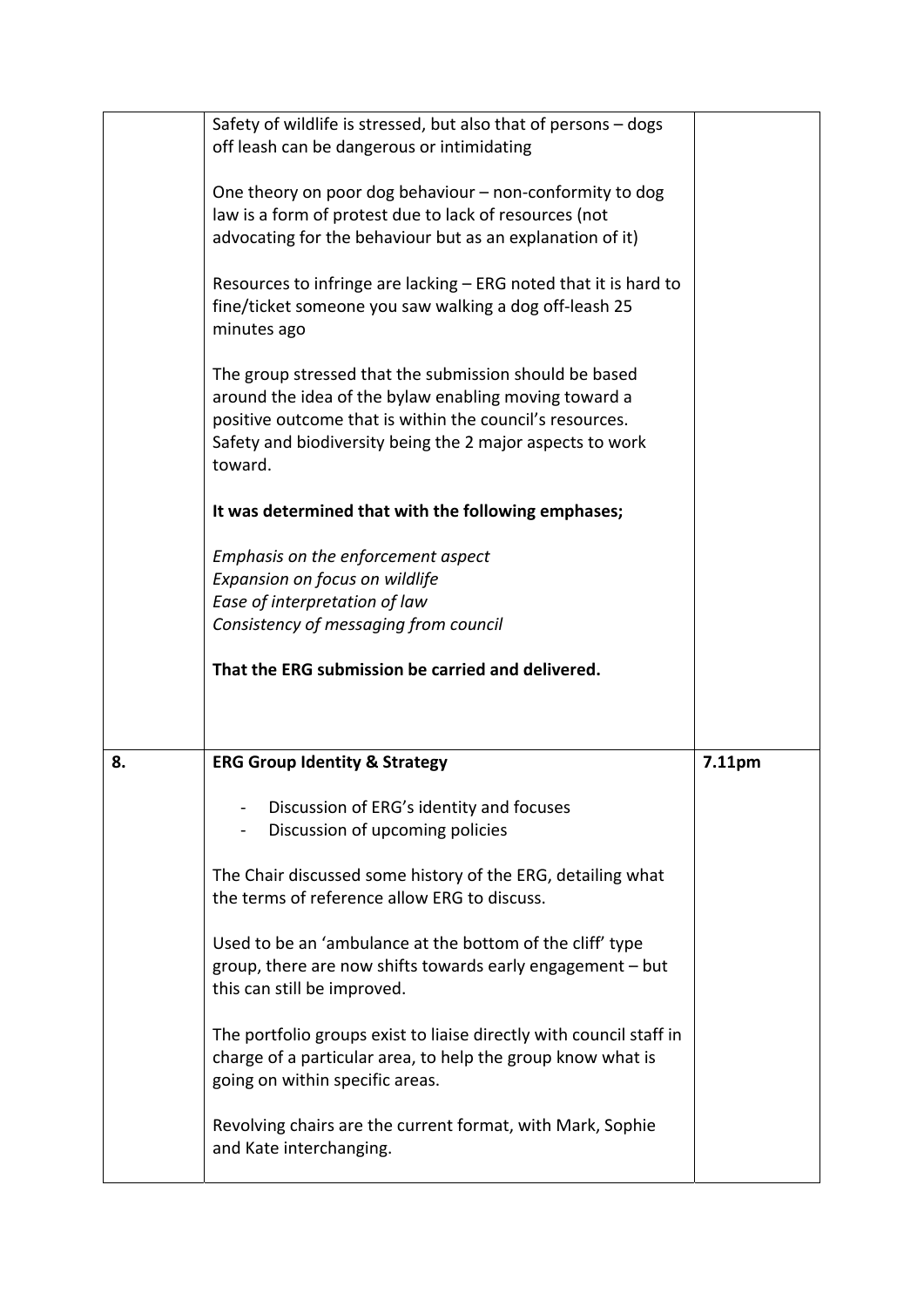| | | |
|---|---|---|
| | Safety of wildlife is stressed, but also that of persons – dogs off leash can be dangerous or intimidating<br><br>One theory on poor dog behaviour – non-conformity to dog law is a form of protest due to lack of resources (not advocating for the behaviour but as an explanation of it)<br><br>Resources to infringe are lacking – ERG noted that it is hard to fine/ticket someone you saw walking a dog off-leash 25 minutes ago<br><br>The group stressed that the submission should be based around the idea of the bylaw enabling moving toward a positive outcome that is within the council's resources. Safety and biodiversity being the 2 major aspects to work toward.<br><br>**It was determined that with the following emphases;**<br><br>*Emphasis on the enforcement aspect*<br>*Expansion on focus on wildlife*<br>*Ease of interpretation of law*<br>*Consistency of messaging from council*<br><br>**That the ERG submission be carried and delivered.** | |
| **8.** | **ERG Group Identity & Strategy**<br><br>- Discussion of ERG's identity and focuses<br>- Discussion of upcoming policies<br><br>The Chair discussed some history of the ERG, detailing what the terms of reference allow ERG to discuss.<br><br>Used to be an 'ambulance at the bottom of the cliff' type group, there are now shifts towards early engagement – but this can still be improved.<br><br>The portfolio groups exist to liaise directly with council staff in charge of a particular area, to help the group know what is going on within specific areas.<br><br>Revolving chairs are the current format, with Mark, Sophie and Kate interchanging. | **7.11pm** |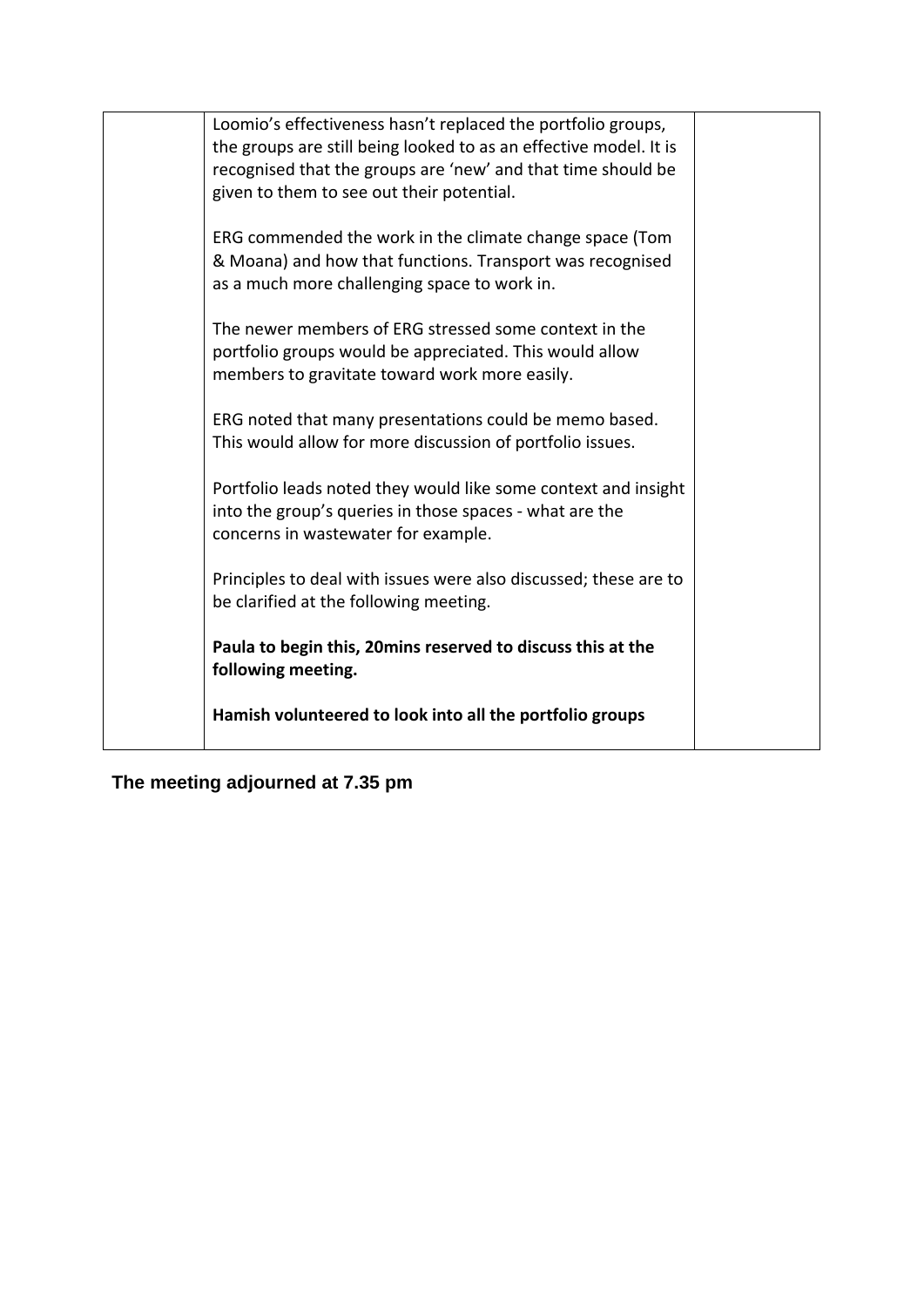|  | Loomio's effectiveness hasn't replaced the portfolio groups, the groups are still being looked to as an effective model. It is recognised that the groups are 'new' and that time should be given to them to see out their potential.<br><br>ERG commended the work in the climate change space (Tom & Moana) and how that functions. Transport was recognised as a much more challenging space to work in.<br><br>The newer members of ERG stressed some context in the portfolio groups would be appreciated. This would allow members to gravitate toward work more easily.<br><br>ERG noted that many presentations could be memo based. This would allow for more discussion of portfolio issues.<br><br>Portfolio leads noted they would like some context and insight into the group's queries in those spaces - what are the concerns in wastewater for example.<br><br>Principles to deal with issues were also discussed; these are to be clarified at the following meeting.<br><br>**Paula to begin this, 20mins reserved to discuss this at the following meeting.**<br><br>**Hamish volunteered to look into all the portfolio groups** |  |
|---|---|---|

**The meeting adjourned at 7.35 pm**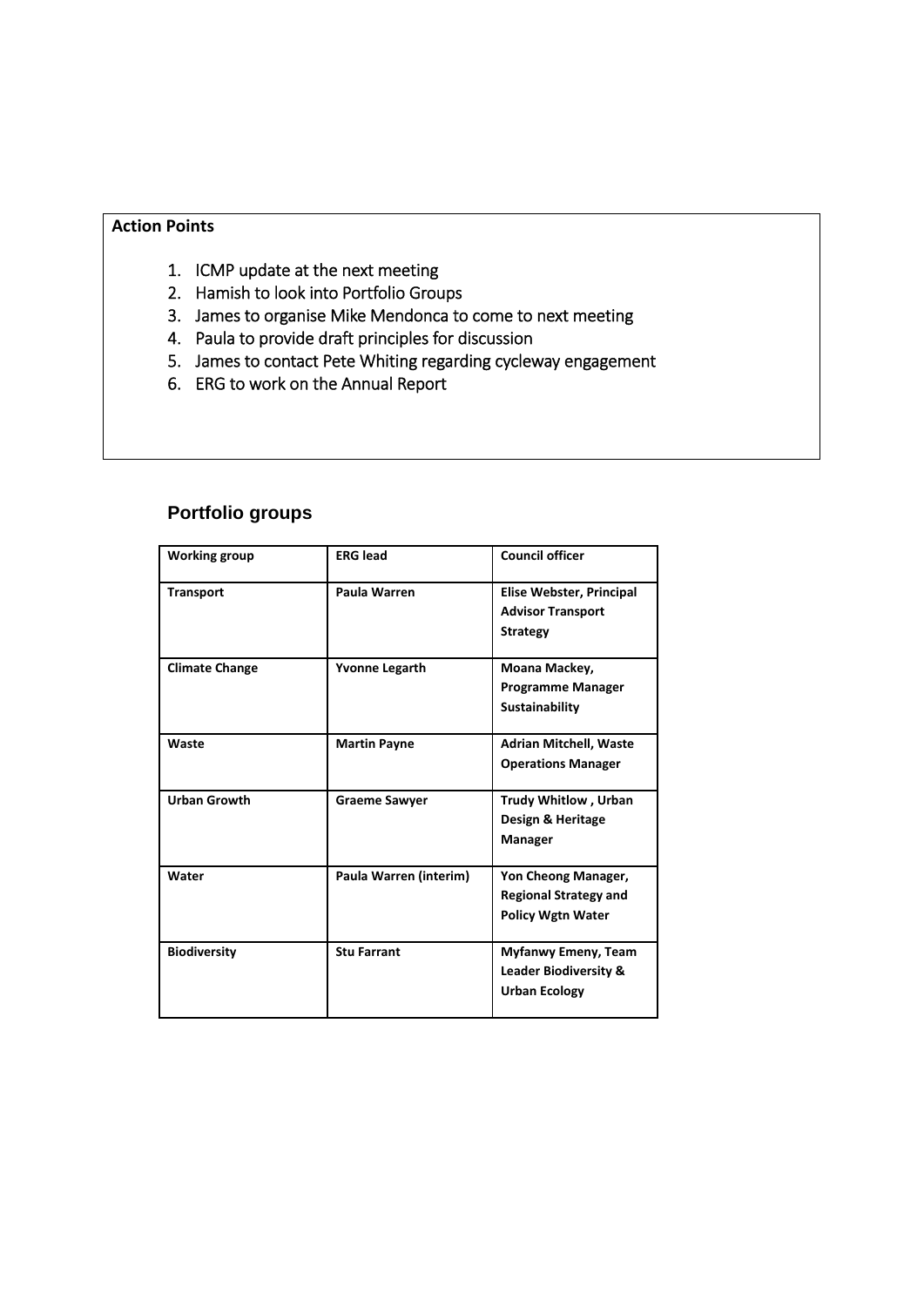**Action Points**

1. ICMP update at the next meeting
2. Hamish to look into Portfolio Groups
3. James to organise Mike Mendonca to come to next meeting
4. Paula to provide draft principles for discussion
5. James to contact Pete Whiting regarding cycleway engagement
6. ERG to work on the Annual Report

## Portfolio groups

| Working group | ERG lead | Council officer |
|---|---|---|
| Transport | Paula Warren | Elise Webster, Principal Advisor Transport Strategy |
| Climate Change | Yvonne Legarth | Moana Mackey, Programme Manager Sustainability |
| Waste | Martin Payne | Adrian Mitchell, Waste Operations Manager |
| Urban Growth | Graeme Sawyer | Trudy Whitlow , Urban Design & Heritage Manager |
| Water | Paula Warren (interim) | Yon Cheong Manager, Regional Strategy and Policy Wgtn Water |
| Biodiversity | Stu Farrant | Myfanwy Emeny, Team Leader Biodiversity & Urban Ecology |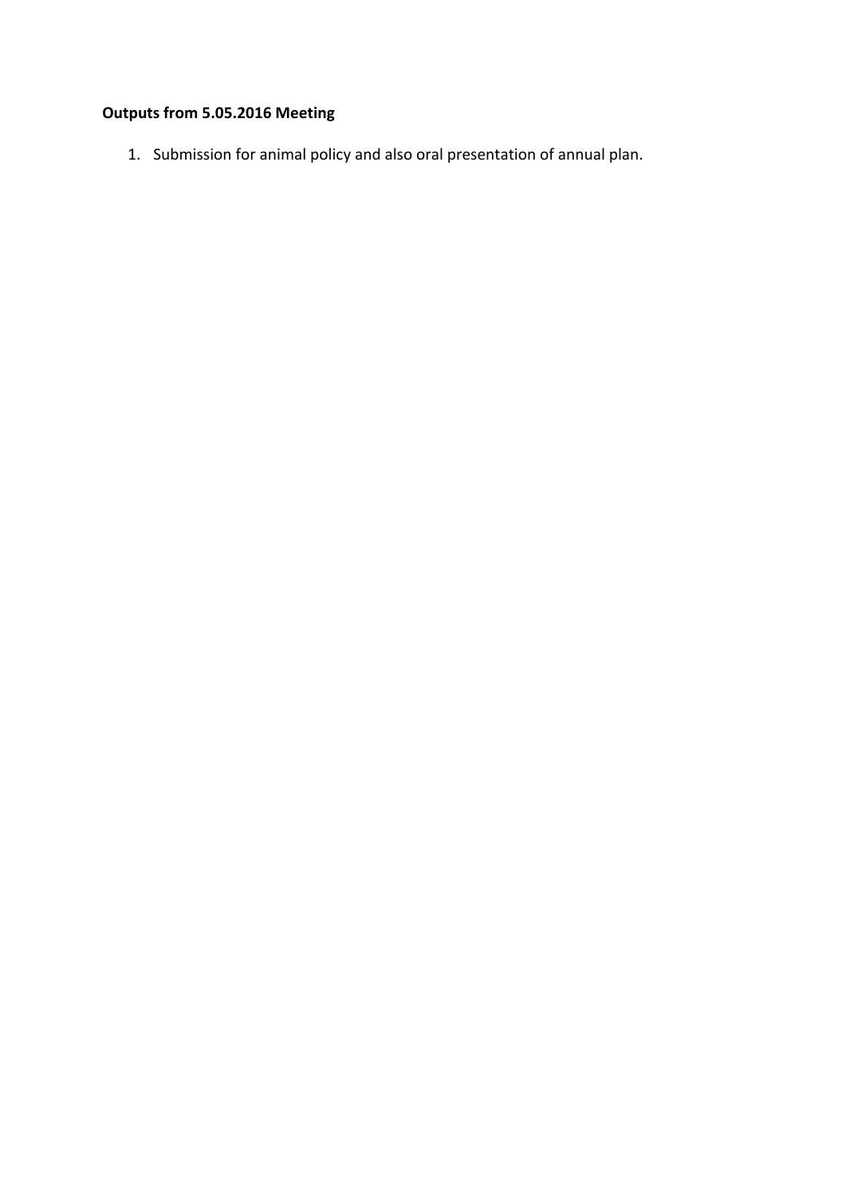**Outputs from 5.05.2016 Meeting**

1. Submission for animal policy and also oral presentation of annual plan.